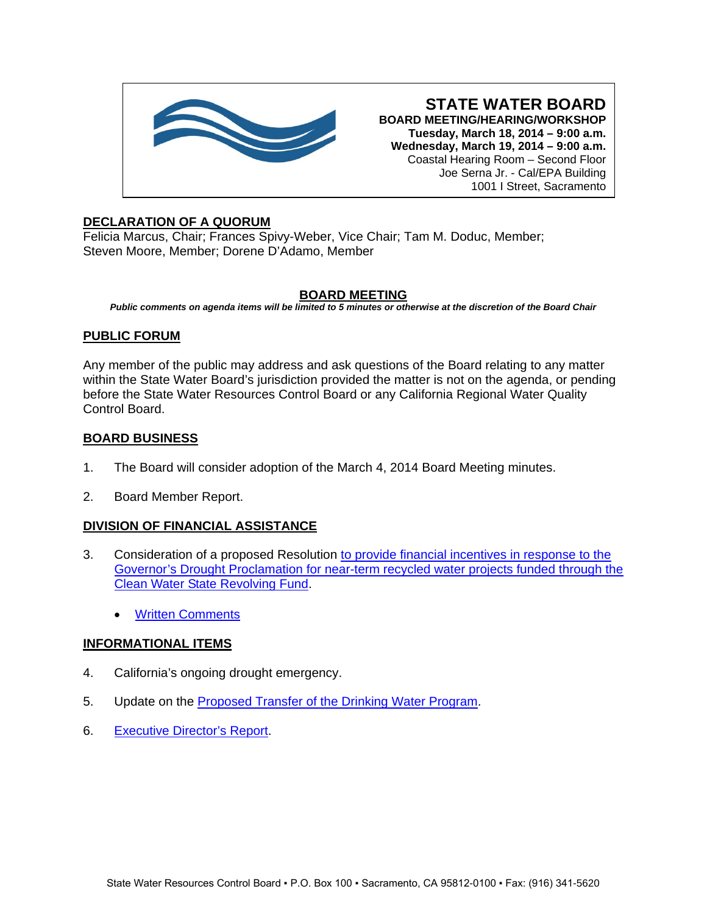# STATE WATER BOARD

**BOARD MEETING/HEARING/WORKSHOP**
**Tuesday, March 18, 2014 – 9:00 a.m.**
**Wednesday, March 19, 2014 – 9:00 a.m.**
Coastal Hearing Room – Second Floor
Joe Serna Jr. - Cal/EPA Building
1001 I Street, Sacramento

## DECLARATION OF A QUORUM

Felicia Marcus, Chair; Frances Spivy-Weber, Vice Chair; Tam M. Doduc, Member; Steven Moore, Member; Dorene D'Adamo, Member

## BOARD MEETING

***Public comments on agenda items will be limited to 5 minutes or otherwise at the discretion of the Board Chair***

## PUBLIC FORUM

Any member of the public may address and ask questions of the Board relating to any matter within the State Water Board's jurisdiction provided the matter is not on the agenda, or pending before the State Water Resources Control Board or any California Regional Water Quality Control Board.

## BOARD BUSINESS

1. The Board will consider adoption of the March 4, 2014 Board Meeting minutes.

2. Board Member Report.

## DIVISION OF FINANCIAL ASSISTANCE

3. Consideration of a proposed Resolution to provide financial incentives in response to the Governor's Drought Proclamation for near-term recycled water projects funded through the Clean Water State Revolving Fund.

    - Written Comments

## INFORMATIONAL ITEMS

4. California's ongoing drought emergency.

5. Update on the Proposed Transfer of the Drinking Water Program.

6. Executive Director's Report.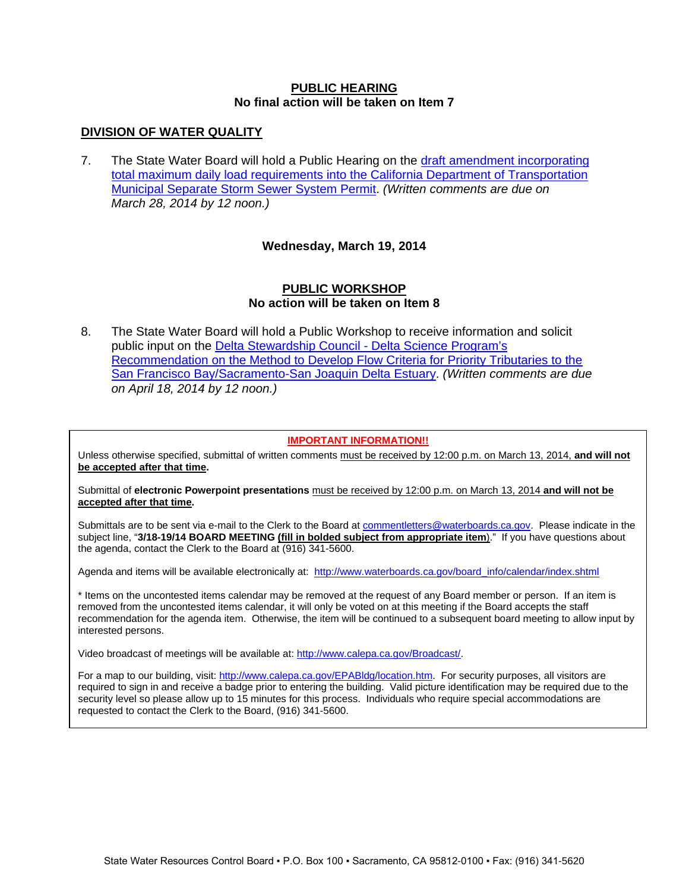**PUBLIC HEARING**
**No final action will be taken on Item 7**

**DIVISION OF WATER QUALITY**

7. The State Water Board will hold a Public Hearing on the draft amendment incorporating total maximum daily load requirements into the California Department of Transportation Municipal Separate Storm Sewer System Permit. *(Written comments are due on March 28, 2014 by 12 noon.)*

**Wednesday, March 19, 2014**

**PUBLIC WORKSHOP**
**No action will be taken on Item 8**

8. The State Water Board will hold a Public Workshop to receive information and solicit public input on the Delta Stewardship Council - Delta Science Program's Recommendation on the Method to Develop Flow Criteria for Priority Tributaries to the San Francisco Bay/Sacramento-San Joaquin Delta Estuary. *(Written comments are due on April 18, 2014 by 12 noon.)*

**IMPORTANT INFORMATION!!**

Unless otherwise specified, submittal of written comments must be received by 12:00 p.m. on March 13, 2014, **and will not be accepted after that time**.

Submittal of **electronic Powerpoint presentations** must be received by 12:00 p.m. on March 13, 2014 **and will not be accepted after that time**.

Submittals are to be sent via e-mail to the Clerk to the Board at commentletters@waterboards.ca.gov. Please indicate in the subject line, "**3/18-19/14 BOARD MEETING (fill in bolded subject from appropriate item)**." If you have questions about the agenda, contact the Clerk to the Board at (916) 341-5600.

Agenda and items will be available electronically at: http://www.waterboards.ca.gov/board_info/calendar/index.shtml

* Items on the uncontested items calendar may be removed at the request of any Board member or person. If an item is removed from the uncontested items calendar, it will only be voted on at this meeting if the Board accepts the staff recommendation for the agenda item. Otherwise, the item will be continued to a subsequent board meeting to allow input by interested persons.

Video broadcast of meetings will be available at: http://www.calepa.ca.gov/Broadcast/.

For a map to our building, visit: http://www.calepa.ca.gov/EPABldg/location.htm. For security purposes, all visitors are required to sign in and receive a badge prior to entering the building. Valid picture identification may be required due to the security level so please allow up to 15 minutes for this process. Individuals who require special accommodations are requested to contact the Clerk to the Board, (916) 341-5600.

State Water Resources Control Board ▪ P.O. Box 100 ▪ Sacramento, CA 95812-0100 ▪ Fax: (916) 341-5620